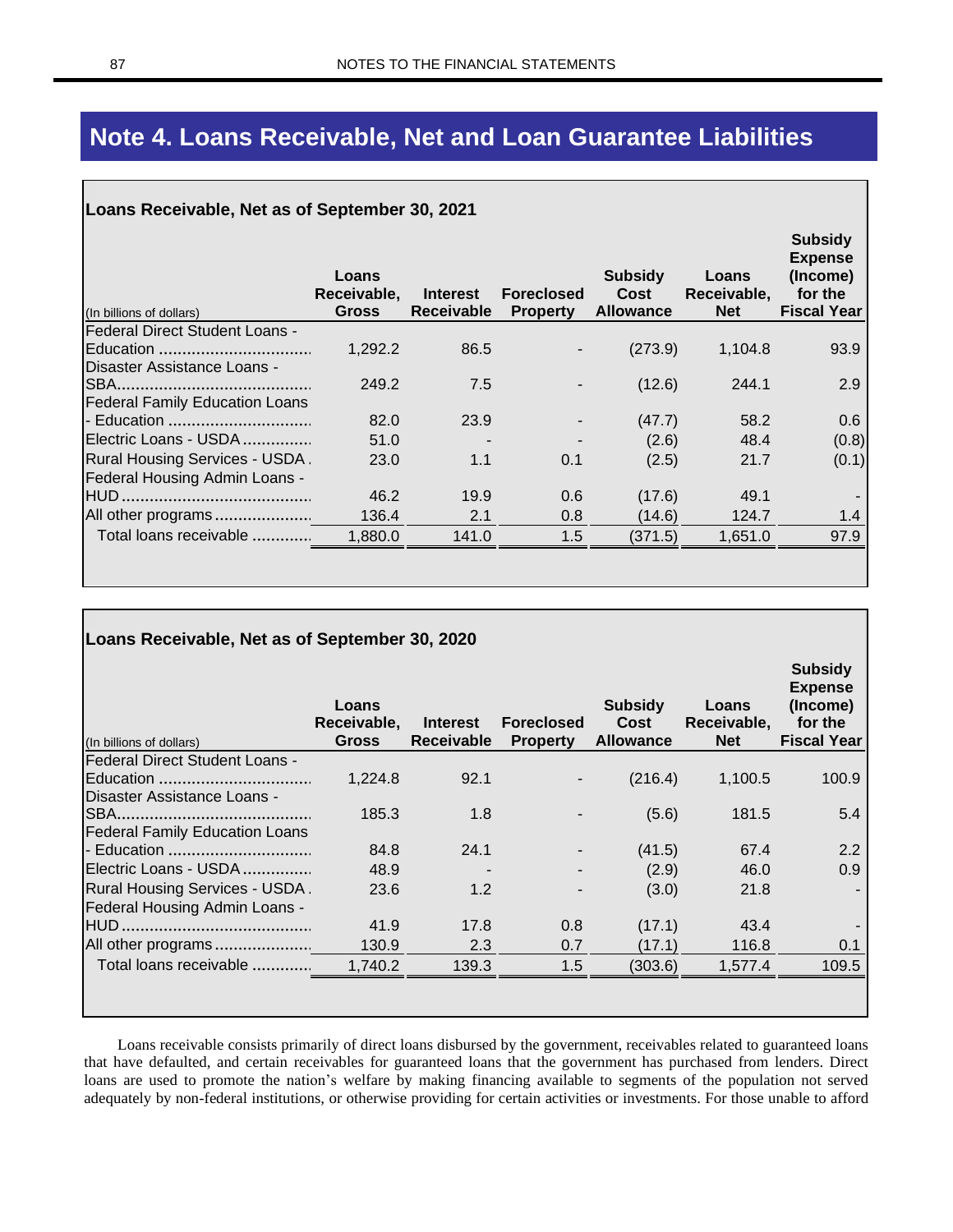# Note 4. Loans Receivable, Net and Loan Guarantee Liabilities

**Loans Receivable, Net as of September 30, 2021**

| (In billions of dollars) | Loans Receivable, Gross | Interest Receivable | Foreclosed Property | Subsidy Cost Allowance | Loans Receivable, Net | Subsidy Expense (Income) for the Fiscal Year |
|---|---|---|---|---|---|---|
| Federal Direct Student Loans - Education | 1,292.2 | 86.5 | - | (273.9) | 1,104.8 | 93.9 |
| Disaster Assistance Loans - SBA | 249.2 | 7.5 | - | (12.6) | 244.1 | 2.9 |
| Federal Family Education Loans - Education | 82.0 | 23.9 | - | (47.7) | 58.2 | 0.6 |
| Electric Loans - USDA | 51.0 | - | - | (2.6) | 48.4 | (0.8) |
| Rural Housing Services - USDA | 23.0 | 1.1 | 0.1 | (2.5) | 21.7 | (0.1) |
| Federal Housing Admin Loans - HUD | 46.2 | 19.9 | 0.6 | (17.6) | 49.1 | - |
| All other programs | 136.4 | 2.1 | 0.8 | (14.6) | 124.7 | 1.4 |
| Total loans receivable | 1,880.0 | 141.0 | 1.5 | (371.5) | 1,651.0 | 97.9 |

**Loans Receivable, Net as of September 30, 2020**

| (In billions of dollars) | Loans Receivable, Gross | Interest Receivable | Foreclosed Property | Subsidy Cost Allowance | Loans Receivable, Net | Subsidy Expense (Income) for the Fiscal Year |
|---|---|---|---|---|---|---|
| Federal Direct Student Loans - Education | 1,224.8 | 92.1 | - | (216.4) | 1,100.5 | 100.9 |
| Disaster Assistance Loans - SBA | 185.3 | 1.8 | - | (5.6) | 181.5 | 5.4 |
| Federal Family Education Loans - Education | 84.8 | 24.1 | - | (41.5) | 67.4 | 2.2 |
| Electric Loans - USDA | 48.9 | - | - | (2.9) | 46.0 | 0.9 |
| Rural Housing Services - USDA | 23.6 | 1.2 | - | (3.0) | 21.8 | - |
| Federal Housing Admin Loans - HUD | 41.9 | 17.8 | 0.8 | (17.1) | 43.4 | - |
| All other programs | 130.9 | 2.3 | 0.7 | (17.1) | 116.8 | 0.1 |
| Total loans receivable | 1,740.2 | 139.3 | 1.5 | (303.6) | 1,577.4 | 109.5 |

Loans receivable consists primarily of direct loans disbursed by the government, receivables related to guaranteed loans that have defaulted, and certain receivables for guaranteed loans that the government has purchased from lenders. Direct loans are used to promote the nation's welfare by making financing available to segments of the population not served adequately by non-federal institutions, or otherwise providing for certain activities or investments. For those unable to afford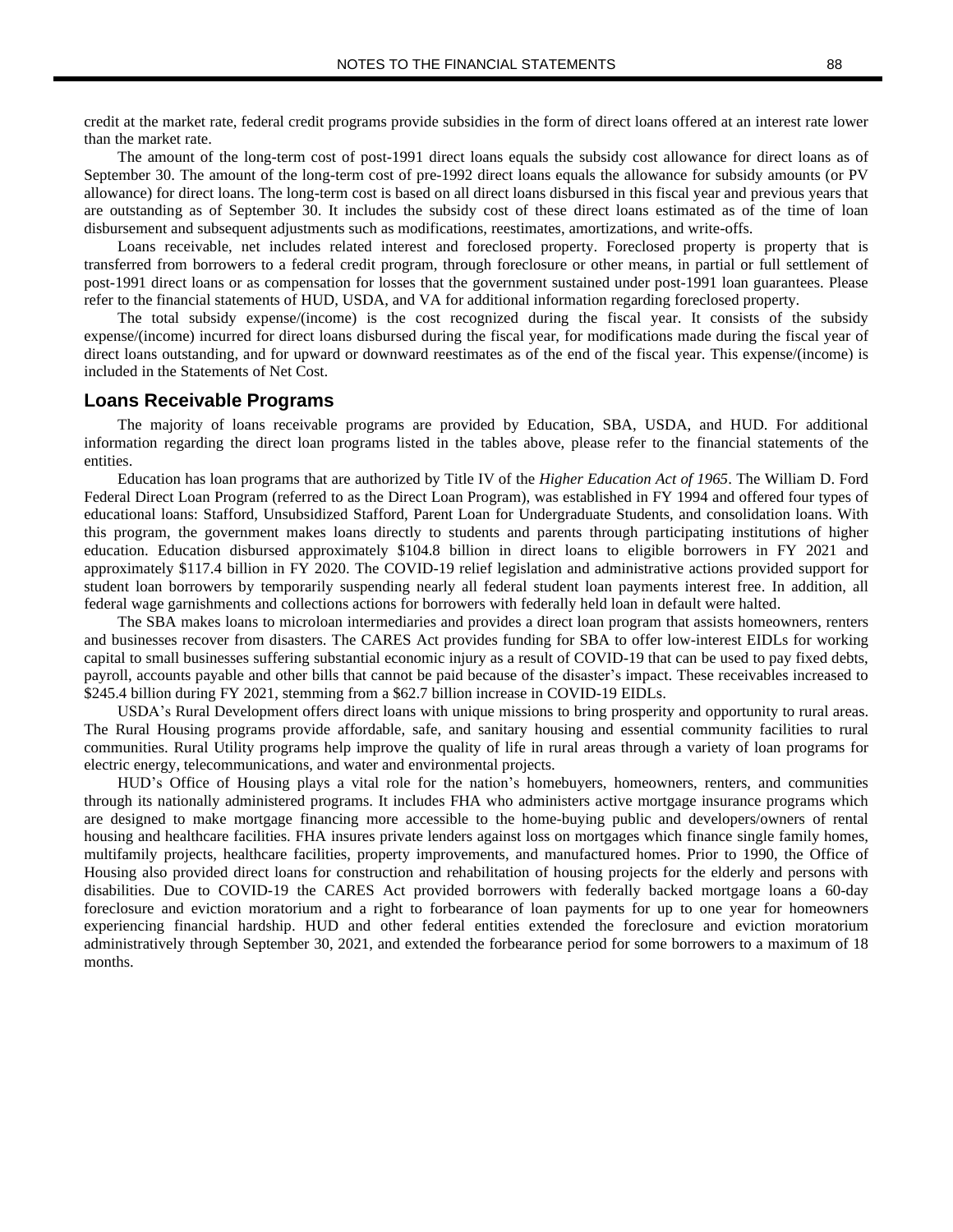credit at the market rate, federal credit programs provide subsidies in the form of direct loans offered at an interest rate lower than the market rate.

The amount of the long-term cost of post-1991 direct loans equals the subsidy cost allowance for direct loans as of September 30. The amount of the long-term cost of pre-1992 direct loans equals the allowance for subsidy amounts (or PV allowance) for direct loans. The long-term cost is based on all direct loans disbursed in this fiscal year and previous years that are outstanding as of September 30. It includes the subsidy cost of these direct loans estimated as of the time of loan disbursement and subsequent adjustments such as modifications, reestimates, amortizations, and write-offs.

Loans receivable, net includes related interest and foreclosed property. Foreclosed property is property that is transferred from borrowers to a federal credit program, through foreclosure or other means, in partial or full settlement of post-1991 direct loans or as compensation for losses that the government sustained under post-1991 loan guarantees. Please refer to the financial statements of HUD, USDA, and VA for additional information regarding foreclosed property.

The total subsidy expense/(income) is the cost recognized during the fiscal year. It consists of the subsidy expense/(income) incurred for direct loans disbursed during the fiscal year, for modifications made during the fiscal year of direct loans outstanding, and for upward or downward reestimates as of the end of the fiscal year. This expense/(income) is included in the Statements of Net Cost.

## Loans Receivable Programs

The majority of loans receivable programs are provided by Education, SBA, USDA, and HUD. For additional information regarding the direct loan programs listed in the tables above, please refer to the financial statements of the entities.

Education has loan programs that are authorized by Title IV of the *Higher Education Act of 1965*. The William D. Ford Federal Direct Loan Program (referred to as the Direct Loan Program), was established in FY 1994 and offered four types of educational loans: Stafford, Unsubsidized Stafford, Parent Loan for Undergraduate Students, and consolidation loans. With this program, the government makes loans directly to students and parents through participating institutions of higher education. Education disbursed approximately $104.8 billion in direct loans to eligible borrowers in FY 2021 and approximately $117.4 billion in FY 2020. The COVID-19 relief legislation and administrative actions provided support for student loan borrowers by temporarily suspending nearly all federal student loan payments interest free. In addition, all federal wage garnishments and collections actions for borrowers with federally held loan in default were halted.

The SBA makes loans to microloan intermediaries and provides a direct loan program that assists homeowners, renters and businesses recover from disasters. The CARES Act provides funding for SBA to offer low-interest EIDLs for working capital to small businesses suffering substantial economic injury as a result of COVID-19 that can be used to pay fixed debts, payroll, accounts payable and other bills that cannot be paid because of the disaster's impact. These receivables increased to $245.4 billion during FY 2021, stemming from a $62.7 billion increase in COVID-19 EIDLs.

USDA's Rural Development offers direct loans with unique missions to bring prosperity and opportunity to rural areas. The Rural Housing programs provide affordable, safe, and sanitary housing and essential community facilities to rural communities. Rural Utility programs help improve the quality of life in rural areas through a variety of loan programs for electric energy, telecommunications, and water and environmental projects.

HUD's Office of Housing plays a vital role for the nation's homebuyers, homeowners, renters, and communities through its nationally administered programs. It includes FHA who administers active mortgage insurance programs which are designed to make mortgage financing more accessible to the home-buying public and developers/owners of rental housing and healthcare facilities. FHA insures private lenders against loss on mortgages which finance single family homes, multifamily projects, healthcare facilities, property improvements, and manufactured homes. Prior to 1990, the Office of Housing also provided direct loans for construction and rehabilitation of housing projects for the elderly and persons with disabilities. Due to COVID-19 the CARES Act provided borrowers with federally backed mortgage loans a 60-day foreclosure and eviction moratorium and a right to forbearance of loan payments for up to one year for homeowners experiencing financial hardship. HUD and other federal entities extended the foreclosure and eviction moratorium administratively through September 30, 2021, and extended the forbearance period for some borrowers to a maximum of 18 months.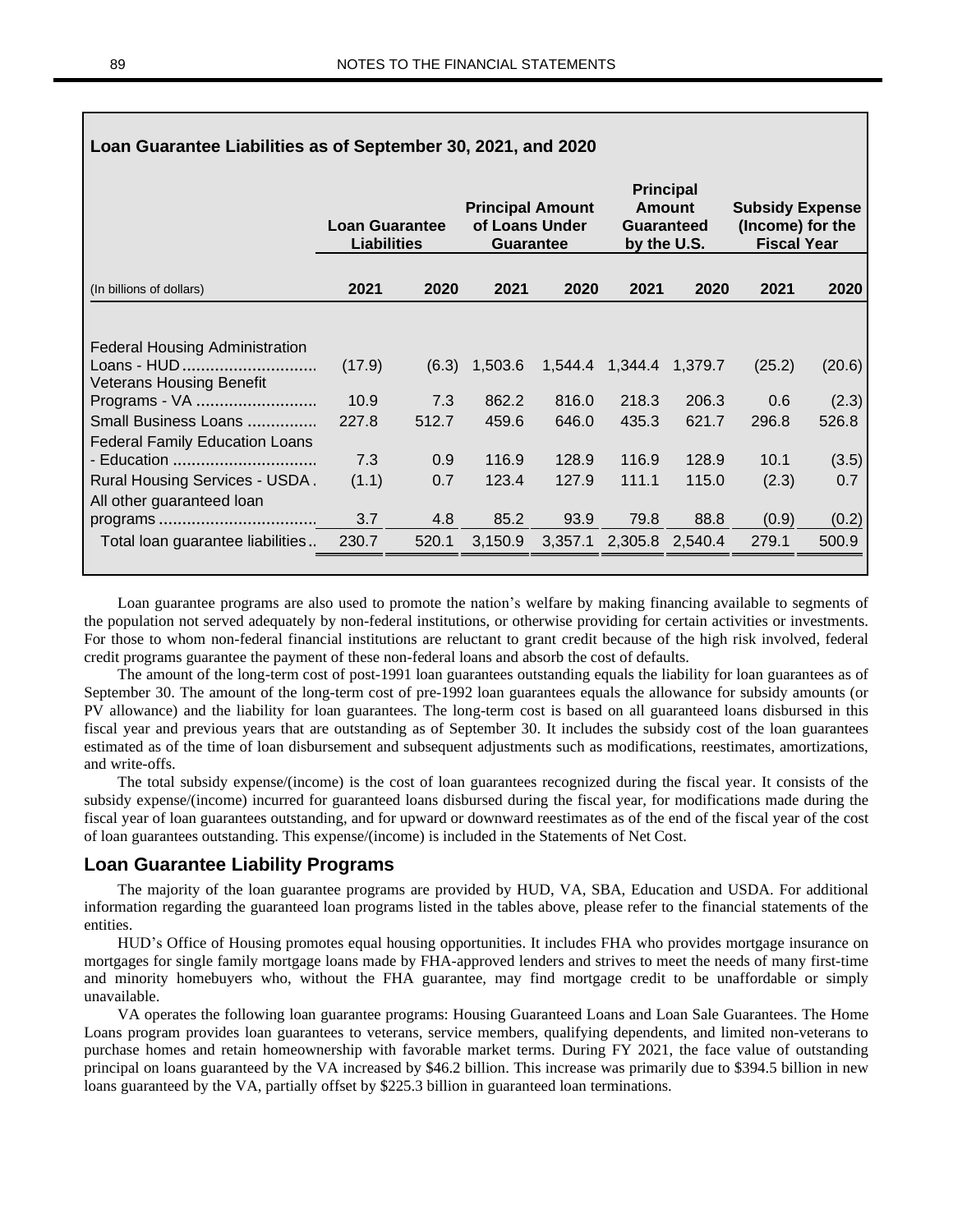**Loan Guarantee Liabilities as of September 30, 2021, and 2020**

| (In billions of dollars) | Loan Guarantee Liabilities | | Principal Amount of Loans Under Guarantee | | Principal Amount Guaranteed by the U.S. | | Subsidy Expense (Income) for the Fiscal Year | |
|---|---|---|---|---|---|---|---|---|
| | 2021 | 2020 | 2021 | 2020 | 2021 | 2020 | 2021 | 2020 |
| Federal Housing Administration Loans - HUD | (17.9) | (6.3) | 1,503.6 | 1,544.4 | 1,344.4 | 1,379.7 | (25.2) | (20.6) |
| Veterans Housing Benefit Programs - VA | 10.9 | 7.3 | 862.2 | 816.0 | 218.3 | 206.3 | 0.6 | (2.3) |
| Small Business Loans | 227.8 | 512.7 | 459.6 | 646.0 | 435.3 | 621.7 | 296.8 | 526.8 |
| Federal Family Education Loans - Education | 7.3 | 0.9 | 116.9 | 128.9 | 116.9 | 128.9 | 10.1 | (3.5) |
| Rural Housing Services - USDA | (1.1) | 0.7 | 123.4 | 127.9 | 111.1 | 115.0 | (2.3) | 0.7 |
| All other guaranteed loan programs | 3.7 | 4.8 | 85.2 | 93.9 | 79.8 | 88.8 | (0.9) | (0.2) |
| Total loan guarantee liabilities | 230.7 | 520.1 | 3,150.9 | 3,357.1 | 2,305.8 | 2,540.4 | 279.1 | 500.9 |

Loan guarantee programs are also used to promote the nation's welfare by making financing available to segments of the population not served adequately by non-federal institutions, or otherwise providing for certain activities or investments. For those to whom non-federal financial institutions are reluctant to grant credit because of the high risk involved, federal credit programs guarantee the payment of these non-federal loans and absorb the cost of defaults.

The amount of the long-term cost of post-1991 loan guarantees outstanding equals the liability for loan guarantees as of September 30. The amount of the long-term cost of pre-1992 loan guarantees equals the allowance for subsidy amounts (or PV allowance) and the liability for loan guarantees. The long-term cost is based on all guaranteed loans disbursed in this fiscal year and previous years that are outstanding as of September 30. It includes the subsidy cost of the loan guarantees estimated as of the time of loan disbursement and subsequent adjustments such as modifications, reestimates, amortizations, and write-offs.

The total subsidy expense/(income) is the cost of loan guarantees recognized during the fiscal year. It consists of the subsidy expense/(income) incurred for guaranteed loans disbursed during the fiscal year, for modifications made during the fiscal year of loan guarantees outstanding, and for upward or downward reestimates as of the end of the fiscal year of the cost of loan guarantees outstanding. This expense/(income) is included in the Statements of Net Cost.

## Loan Guarantee Liability Programs

The majority of the loan guarantee programs are provided by HUD, VA, SBA, Education and USDA. For additional information regarding the guaranteed loan programs listed in the tables above, please refer to the financial statements of the entities.

HUD's Office of Housing promotes equal housing opportunities. It includes FHA who provides mortgage insurance on mortgages for single family mortgage loans made by FHA-approved lenders and strives to meet the needs of many first-time and minority homebuyers who, without the FHA guarantee, may find mortgage credit to be unaffordable or simply unavailable.

VA operates the following loan guarantee programs: Housing Guaranteed Loans and Loan Sale Guarantees. The Home Loans program provides loan guarantees to veterans, service members, qualifying dependents, and limited non-veterans to purchase homes and retain homeownership with favorable market terms. During FY 2021, the face value of outstanding principal on loans guaranteed by the VA increased by $46.2 billion. This increase was primarily due to $394.5 billion in new loans guaranteed by the VA, partially offset by $225.3 billion in guaranteed loan terminations.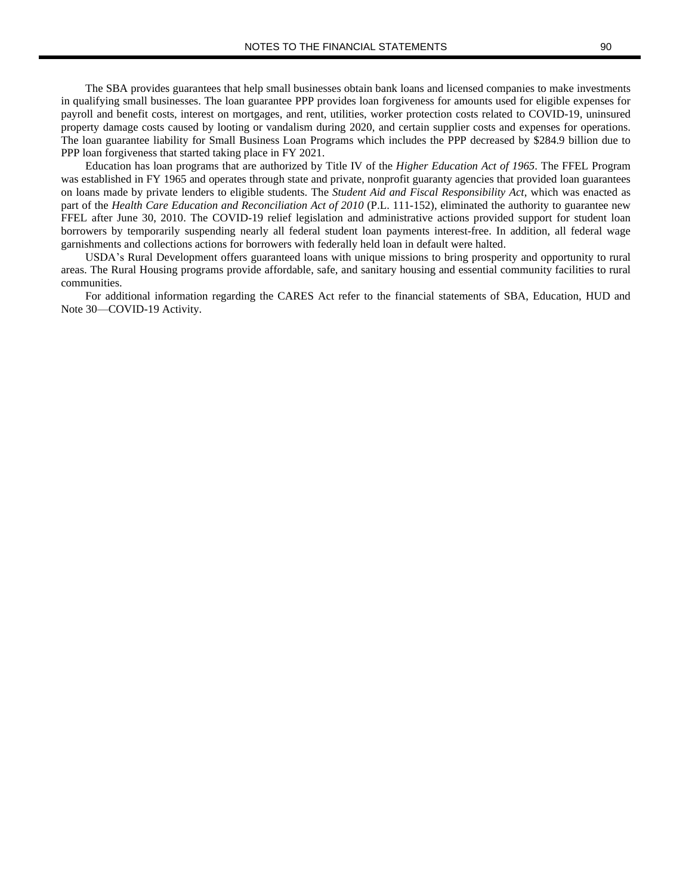The SBA provides guarantees that help small businesses obtain bank loans and licensed companies to make investments in qualifying small businesses. The loan guarantee PPP provides loan forgiveness for amounts used for eligible expenses for payroll and benefit costs, interest on mortgages, and rent, utilities, worker protection costs related to COVID-19, uninsured property damage costs caused by looting or vandalism during 2020, and certain supplier costs and expenses for operations. The loan guarantee liability for Small Business Loan Programs which includes the PPP decreased by $284.9 billion due to PPP loan forgiveness that started taking place in FY 2021.

Education has loan programs that are authorized by Title IV of the *Higher Education Act of 1965*. The FFEL Program was established in FY 1965 and operates through state and private, nonprofit guaranty agencies that provided loan guarantees on loans made by private lenders to eligible students. The *Student Aid and Fiscal Responsibility Act*, which was enacted as part of the *Health Care Education and Reconciliation Act of 2010* (P.L. 111-152), eliminated the authority to guarantee new FFEL after June 30, 2010. The COVID-19 relief legislation and administrative actions provided support for student loan borrowers by temporarily suspending nearly all federal student loan payments interest-free. In addition, all federal wage garnishments and collections actions for borrowers with federally held loan in default were halted.

USDA's Rural Development offers guaranteed loans with unique missions to bring prosperity and opportunity to rural areas. The Rural Housing programs provide affordable, safe, and sanitary housing and essential community facilities to rural communities.

For additional information regarding the CARES Act refer to the financial statements of SBA, Education, HUD and Note 30—COVID-19 Activity.